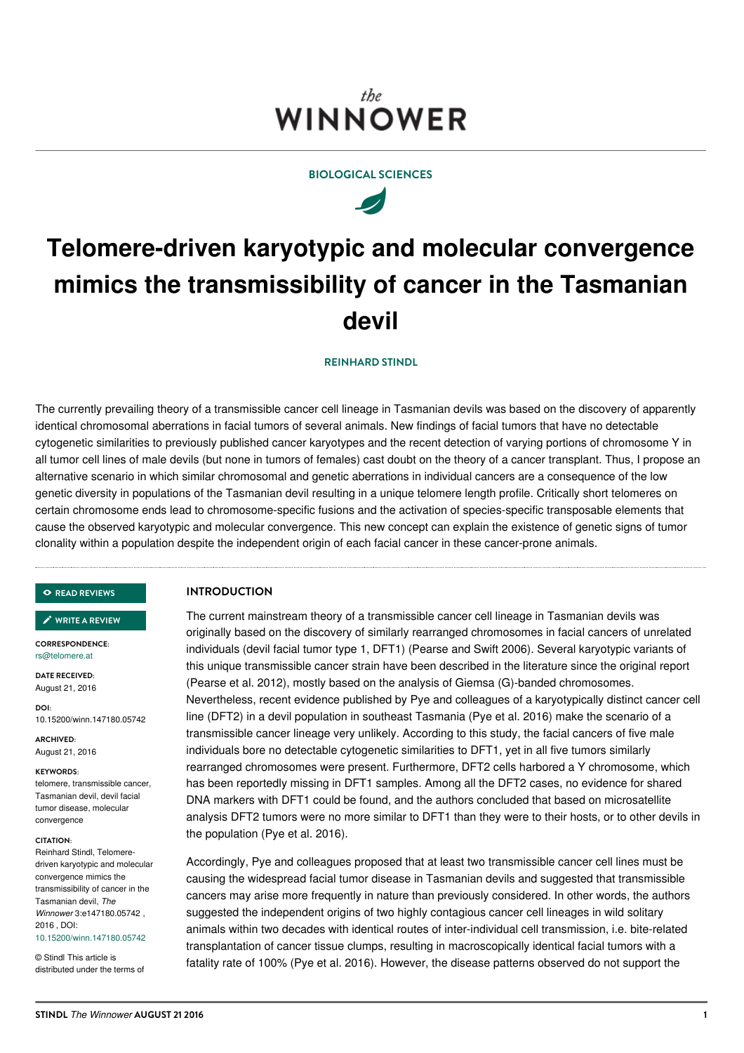BIOLOGICAL SCIENCES

# Telomere-driven karyotypic and molecular convergence mimics the transmissibility of cancer in the Tasmanian devil

REINHARD STINDL

The currently prevailing theory of a transmissible cancer cell lineage in Tasmanian devils was based on the discovery of apparently identical chromosomal aberrations in facial tumors of several animals. New findings of facial tumors that have no detectable cytogenetic similarities to previously published cancer karyotypes and the recent detection of varying portions of chromosome Y in all tumor cell lines of male devils (but none in tumors of females) cast doubt on the theory of a cancer transplant. Thus, I propose an alternative scenario in which similar chromosomal and genetic aberrations in individual cancers are a consequence of the low genetic diversity in populations of the Tasmanian devil resulting in a unique telomere length profile. Critically short telomeres on certain chromosome ends lead to chromosome-specific fusions and the activation of species-specific transposable elements that cause the observed karyotypic and molecular convergence. This new concept can explain the existence of genetic signs of tumor clonality within a population despite the independent origin of each facial cancer in these cancer-prone animals.

READ REVIEWS

WRITE A REVIEW

**CORRESPONDENCE:**
rs@telomere.at

**DATE RECEIVED:**
August 21, 2016

**DOI:**
10.15200/winn.147180.05742

**ARCHIVED:**
August 21, 2016

**KEYWORDS:**
telomere, transmissible cancer, Tasmanian devil, devil facial tumor disease, molecular convergence

**CITATION:**
Reinhard Stindl, Telomere-driven karyotypic and molecular convergence mimics the transmissibility of cancer in the Tasmanian devil, *The Winnower* 3:e147180.05742 , 2016 , DOI: 10.15200/winn.147180.05742

© Stindl This article is distributed under the terms of

## INTRODUCTION

The current mainstream theory of a transmissible cancer cell lineage in Tasmanian devils was originally based on the discovery of similarly rearranged chromosomes in facial cancers of unrelated individuals (devil facial tumor type 1, DFT1) (Pearse and Swift 2006). Several karyotypic variants of this unique transmissible cancer strain have been described in the literature since the original report (Pearse et al. 2012), mostly based on the analysis of Giemsa (G)-banded chromosomes. Nevertheless, recent evidence published by Pye and colleagues of a karyotypically distinct cancer cell line (DFT2) in a devil population in southeast Tasmania (Pye et al. 2016) make the scenario of a transmissible cancer lineage very unlikely. According to this study, the facial cancers of five male individuals bore no detectable cytogenetic similarities to DFT1, yet in all five tumors similarly rearranged chromosomes were present. Furthermore, DFT2 cells harbored a Y chromosome, which has been reportedly missing in DFT1 samples. Among all the DFT2 cases, no evidence for shared DNA markers with DFT1 could be found, and the authors concluded that based on microsatellite analysis DFT2 tumors were no more similar to DFT1 than they were to their hosts, or to other devils in the population (Pye et al. 2016).

Accordingly, Pye and colleagues proposed that at least two transmissible cancer cell lines must be causing the widespread facial tumor disease in Tasmanian devils and suggested that transmissible cancers may arise more frequently in nature than previously considered. In other words, the authors suggested the independent origins of two highly contagious cancer cell lineages in wild solitary animals within two decades with identical routes of inter-individual cell transmission, i.e. bite-related transplantation of cancer tissue clumps, resulting in macroscopically identical facial tumors with a fatality rate of 100% (Pye et al. 2016). However, the disease patterns observed do not support the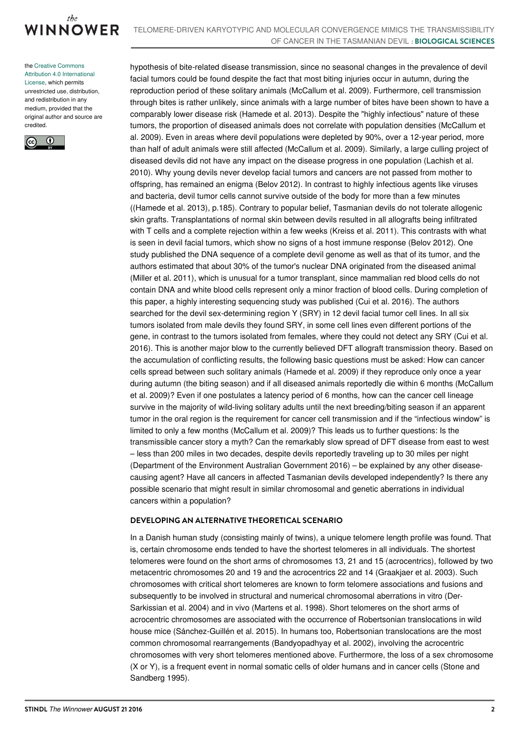hypothesis of bite-related disease transmission, since no seasonal changes in the prevalence of devil facial tumors could be found despite the fact that most biting injuries occur in autumn, during the reproduction period of these solitary animals (McCallum et al. 2009). Furthermore, cell transmission through bites is rather unlikely, since animals with a large number of bites have been shown to have a comparably lower disease risk (Hamede et al. 2013). Despite the "highly infectious" nature of these tumors, the proportion of diseased animals does not correlate with population densities (McCallum et al. 2009). Even in areas where devil populations were depleted by 90%, over a 12-year period, more than half of adult animals were still affected (McCallum et al. 2009). Similarly, a large culling project of diseased devils did not have any impact on the disease progress in one population (Lachish et al. 2010). Why young devils never develop facial tumors and cancers are not passed from mother to offspring, has remained an enigma (Belov 2012). In contrast to highly infectious agents like viruses and bacteria, devil tumor cells cannot survive outside of the body for more than a few minutes ((Hamede et al. 2013), p.185). Contrary to popular belief, Tasmanian devils do not tolerate allogenic skin grafts. Transplantations of normal skin between devils resulted in all allografts being infiltrated with T cells and a complete rejection within a few weeks (Kreiss et al. 2011). This contrasts with what is seen in devil facial tumors, which show no signs of a host immune response (Belov 2012). One study published the DNA sequence of a complete devil genome as well as that of its tumor, and the authors estimated that about 30% of the tumor's nuclear DNA originated from the diseased animal (Miller et al. 2011), which is unusual for a tumor transplant, since mammalian red blood cells do not contain DNA and white blood cells represent only a minor fraction of blood cells. During completion of this paper, a highly interesting sequencing study was published (Cui et al. 2016). The authors searched for the devil sex-determining region Y (SRY) in 12 devil facial tumor cell lines. In all six tumors isolated from male devils they found SRY, in some cell lines even different portions of the gene, in contrast to the tumors isolated from females, where they could not detect any SRY (Cui et al. 2016). This is another major blow to the currently believed DFT allograft transmission theory. Based on the accumulation of conflicting results, the following basic questions must be asked: How can cancer cells spread between such solitary animals (Hamede et al. 2009) if they reproduce only once a year during autumn (the biting season) and if all diseased animals reportedly die within 6 months (McCallum et al. 2009)? Even if one postulates a latency period of 6 months, how can the cancer cell lineage survive in the majority of wild-living solitary adults until the next breeding/biting season if an apparent tumor in the oral region is the requirement for cancer cell transmission and if the "infectious window" is limited to only a few months (McCallum et al. 2009)? This leads us to further questions: Is the transmissible cancer story a myth? Can the remarkably slow spread of DFT disease from east to west – less than 200 miles in two decades, despite devils reportedly traveling up to 30 miles per night (Department of the Environment Australian Government 2016) – be explained by any other disease-causing agent? Have all cancers in affected Tasmanian devils developed independently? Is there any possible scenario that might result in similar chromosomal and genetic aberrations in individual cancers within a population?

## DEVELOPING AN ALTERNATIVE THEORETICAL SCENARIO

In a Danish human study (consisting mainly of twins), a unique telomere length profile was found. That is, certain chromosome ends tended to have the shortest telomeres in all individuals. The shortest telomeres were found on the short arms of chromosomes 13, 21 and 15 (acrocentrics), followed by two metacentric chromosomes 20 and 19 and the acrocentrics 22 and 14 (Graakjaer et al. 2003). Such chromosomes with critical short telomeres are known to form telomere associations and fusions and subsequently to be involved in structural and numerical chromosomal aberrations in vitro (Der-Sarkissian et al. 2004) and in vivo (Martens et al. 1998). Short telomeres on the short arms of acrocentric chromosomes are associated with the occurrence of Robertsonian translocations in wild house mice (Sánchez-Guillén et al. 2015). In humans too, Robertsonian translocations are the most common chromosomal rearrangements (Bandyopadhyay et al. 2002), involving the acrocentric chromosomes with very short telomeres mentioned above. Furthermore, the loss of a sex chromosome (X or Y), is a frequent event in normal somatic cells of older humans and in cancer cells (Stone and Sandberg 1995).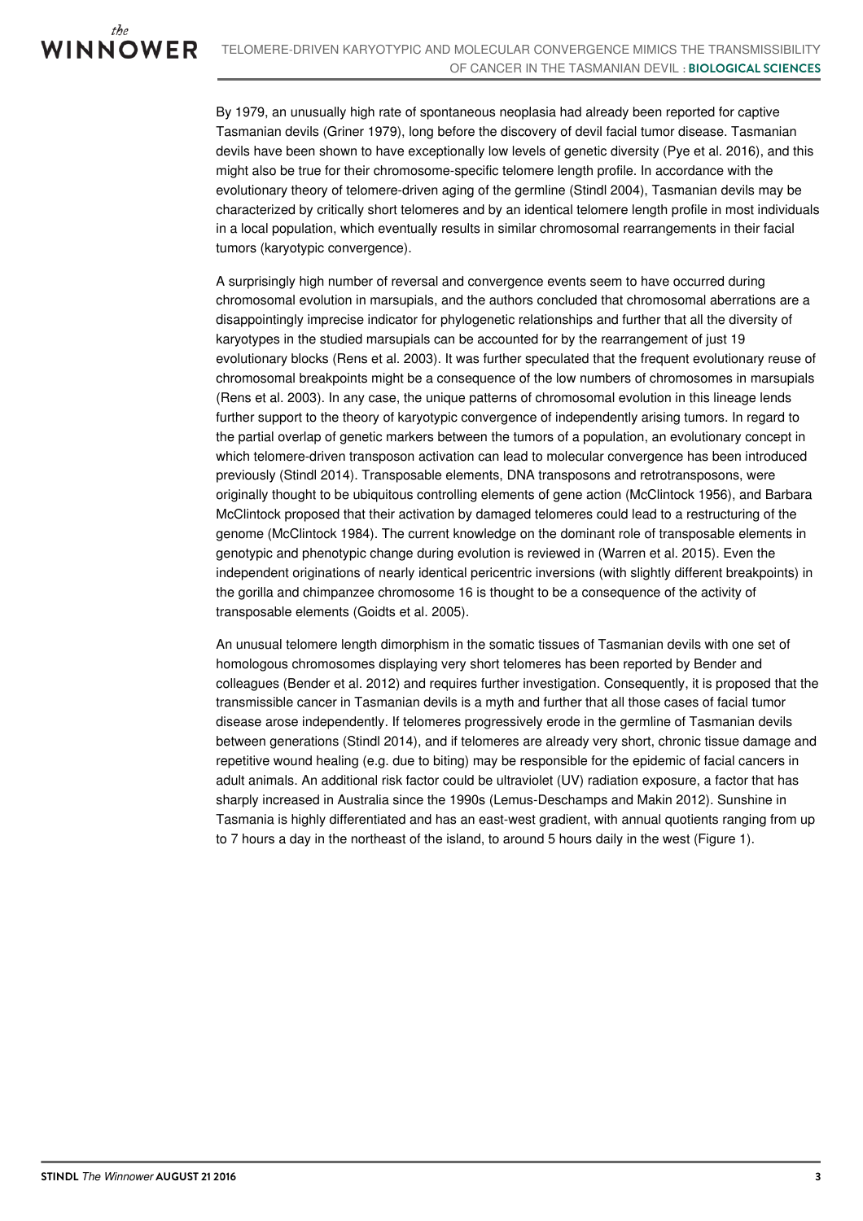By 1979, an unusually high rate of spontaneous neoplasia had already been reported for captive Tasmanian devils (Griner 1979), long before the discovery of devil facial tumor disease. Tasmanian devils have been shown to have exceptionally low levels of genetic diversity (Pye et al. 2016), and this might also be true for their chromosome-specific telomere length profile. In accordance with the evolutionary theory of telomere-driven aging of the germline (Stindl 2004), Tasmanian devils may be characterized by critically short telomeres and by an identical telomere length profile in most individuals in a local population, which eventually results in similar chromosomal rearrangements in their facial tumors (karyotypic convergence).

A surprisingly high number of reversal and convergence events seem to have occurred during chromosomal evolution in marsupials, and the authors concluded that chromosomal aberrations are a disappointingly imprecise indicator for phylogenetic relationships and further that all the diversity of karyotypes in the studied marsupials can be accounted for by the rearrangement of just 19 evolutionary blocks (Rens et al. 2003). It was further speculated that the frequent evolutionary reuse of chromosomal breakpoints might be a consequence of the low numbers of chromosomes in marsupials (Rens et al. 2003). In any case, the unique patterns of chromosomal evolution in this lineage lends further support to the theory of karyotypic convergence of independently arising tumors. In regard to the partial overlap of genetic markers between the tumors of a population, an evolutionary concept in which telomere-driven transposon activation can lead to molecular convergence has been introduced previously (Stindl 2014). Transposable elements, DNA transposons and retrotransposons, were originally thought to be ubiquitous controlling elements of gene action (McClintock 1956), and Barbara McClintock proposed that their activation by damaged telomeres could lead to a restructuring of the genome (McClintock 1984). The current knowledge on the dominant role of transposable elements in genotypic and phenotypic change during evolution is reviewed in (Warren et al. 2015). Even the independent originations of nearly identical pericentric inversions (with slightly different breakpoints) in the gorilla and chimpanzee chromosome 16 is thought to be a consequence of the activity of transposable elements (Goidts et al. 2005).

An unusual telomere length dimorphism in the somatic tissues of Tasmanian devils with one set of homologous chromosomes displaying very short telomeres has been reported by Bender and colleagues (Bender et al. 2012) and requires further investigation. Consequently, it is proposed that the transmissible cancer in Tasmanian devils is a myth and further that all those cases of facial tumor disease arose independently. If telomeres progressively erode in the germline of Tasmanian devils between generations (Stindl 2014), and if telomeres are already very short, chronic tissue damage and repetitive wound healing (e.g. due to biting) may be responsible for the epidemic of facial cancers in adult animals. An additional risk factor could be ultraviolet (UV) radiation exposure, a factor that has sharply increased in Australia since the 1990s (Lemus-Deschamps and Makin 2012). Sunshine in Tasmania is highly differentiated and has an east-west gradient, with annual quotients ranging from up to 7 hours a day in the northeast of the island, to around 5 hours daily in the west (Figure 1).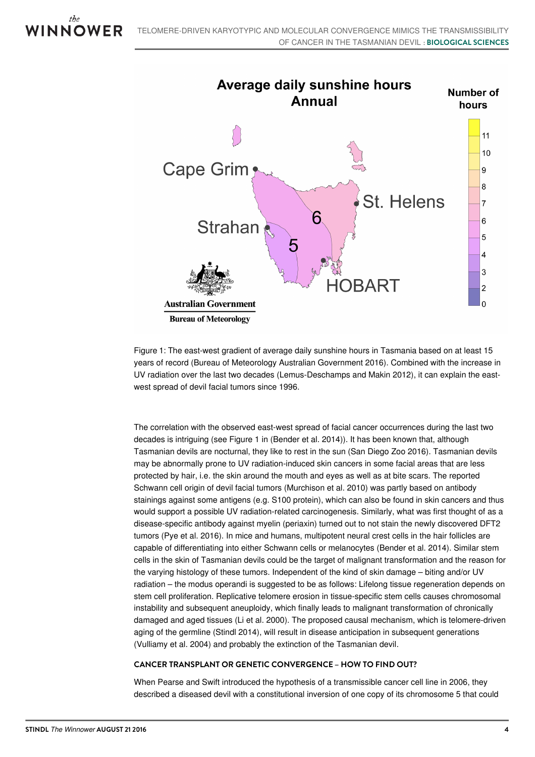Figure 1: The east-west gradient of average daily sunshine hours in Tasmania based on at least 15 years of record (Bureau of Meteorology Australian Government 2016). Combined with the increase in UV radiation over the last two decades (Lemus-Deschamps and Makin 2012), it can explain the east-west spread of devil facial tumors since 1996.

The correlation with the observed east-west spread of facial cancer occurrences during the last two decades is intriguing (see Figure 1 in (Bender et al. 2014)). It has been known that, although Tasmanian devils are nocturnal, they like to rest in the sun (San Diego Zoo 2016). Tasmanian devils may be abnormally prone to UV radiation-induced skin cancers in some facial areas that are less protected by hair, i.e. the skin around the mouth and eyes as well as at bite scars. The reported Schwann cell origin of devil facial tumors (Murchison et al. 2010) was partly based on antibody stainings against some antigens (e.g. S100 protein), which can also be found in skin cancers and thus would support a possible UV radiation-related carcinogenesis. Similarly, what was first thought of as a disease-specific antibody against myelin (periaxin) turned out to not stain the newly discovered DFT2 tumors (Pye et al. 2016). In mice and humans, multipotent neural crest cells in the hair follicles are capable of differentiating into either Schwann cells or melanocytes (Bender et al. 2014). Similar stem cells in the skin of Tasmanian devils could be the target of malignant transformation and the reason for the varying histology of these tumors. Independent of the kind of skin damage – biting and/or UV radiation – the modus operandi is suggested to be as follows: Lifelong tissue regeneration depends on stem cell proliferation. Replicative telomere erosion in tissue-specific stem cells causes chromosomal instability and subsequent aneuploidy, which finally leads to malignant transformation of chronically damaged and aged tissues (Li et al. 2000). The proposed causal mechanism, which is telomere-driven aging of the germline (Stindl 2014), will result in disease anticipation in subsequent generations (Vulliamy et al. 2004) and probably the extinction of the Tasmanian devil.

## CANCER TRANSPLANT OR GENETIC CONVERGENCE – HOW TO FIND OUT?

When Pearse and Swift introduced the hypothesis of a transmissible cancer cell line in 2006, they described a diseased devil with a constitutional inversion of one copy of its chromosome 5 that could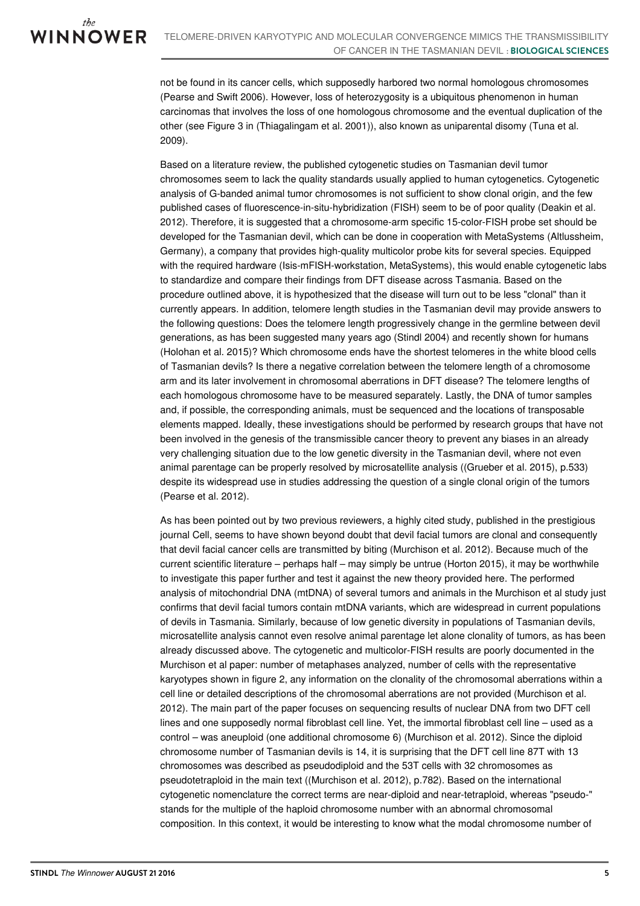not be found in its cancer cells, which supposedly harbored two normal homologous chromosomes (Pearse and Swift 2006). However, loss of heterozygosity is a ubiquitous phenomenon in human carcinomas that involves the loss of one homologous chromosome and the eventual duplication of the other (see Figure 3 in (Thiagalingam et al. 2001)), also known as uniparental disomy (Tuna et al. 2009).

Based on a literature review, the published cytogenetic studies on Tasmanian devil tumor chromosomes seem to lack the quality standards usually applied to human cytogenetics. Cytogenetic analysis of G-banded animal tumor chromosomes is not sufficient to show clonal origin, and the few published cases of fluorescence-in-situ-hybridization (FISH) seem to be of poor quality (Deakin et al. 2012). Therefore, it is suggested that a chromosome-arm specific 15-color-FISH probe set should be developed for the Tasmanian devil, which can be done in cooperation with MetaSystems (Altlussheim, Germany), a company that provides high-quality multicolor probe kits for several species. Equipped with the required hardware (Isis-mFISH-workstation, MetaSystems), this would enable cytogenetic labs to standardize and compare their findings from DFT disease across Tasmania. Based on the procedure outlined above, it is hypothesized that the disease will turn out to be less "clonal" than it currently appears. In addition, telomere length studies in the Tasmanian devil may provide answers to the following questions: Does the telomere length progressively change in the germline between devil generations, as has been suggested many years ago (Stindl 2004) and recently shown for humans (Holohan et al. 2015)? Which chromosome ends have the shortest telomeres in the white blood cells of Tasmanian devils? Is there a negative correlation between the telomere length of a chromosome arm and its later involvement in chromosomal aberrations in DFT disease? The telomere lengths of each homologous chromosome have to be measured separately. Lastly, the DNA of tumor samples and, if possible, the corresponding animals, must be sequenced and the locations of transposable elements mapped. Ideally, these investigations should be performed by research groups that have not been involved in the genesis of the transmissible cancer theory to prevent any biases in an already very challenging situation due to the low genetic diversity in the Tasmanian devil, where not even animal parentage can be properly resolved by microsatellite analysis ((Grueber et al. 2015), p.533) despite its widespread use in studies addressing the question of a single clonal origin of the tumors (Pearse et al. 2012).

As has been pointed out by two previous reviewers, a highly cited study, published in the prestigious journal Cell, seems to have shown beyond doubt that devil facial tumors are clonal and consequently that devil facial cancer cells are transmitted by biting (Murchison et al. 2012). Because much of the current scientific literature – perhaps half – may simply be untrue (Horton 2015), it may be worthwhile to investigate this paper further and test it against the new theory provided here. The performed analysis of mitochondrial DNA (mtDNA) of several tumors and animals in the Murchison et al study just confirms that devil facial tumors contain mtDNA variants, which are widespread in current populations of devils in Tasmania. Similarly, because of low genetic diversity in populations of Tasmanian devils, microsatellite analysis cannot even resolve animal parentage let alone clonality of tumors, as has been already discussed above. The cytogenetic and multicolor-FISH results are poorly documented in the Murchison et al paper: number of metaphases analyzed, number of cells with the representative karyotypes shown in figure 2, any information on the clonality of the chromosomal aberrations within a cell line or detailed descriptions of the chromosomal aberrations are not provided (Murchison et al. 2012). The main part of the paper focuses on sequencing results of nuclear DNA from two DFT cell lines and one supposedly normal fibroblast cell line. Yet, the immortal fibroblast cell line – used as a control – was aneuploid (one additional chromosome 6) (Murchison et al. 2012). Since the diploid chromosome number of Tasmanian devils is 14, it is surprising that the DFT cell line 87T with 13 chromosomes was described as pseudodiploid and the 53T cells with 32 chromosomes as pseudotetraploid in the main text ((Murchison et al. 2012), p.782). Based on the international cytogenetic nomenclature the correct terms are near-diploid and near-tetraploid, whereas "pseudo-" stands for the multiple of the haploid chromosome number with an abnormal chromosomal composition. In this context, it would be interesting to know what the modal chromosome number of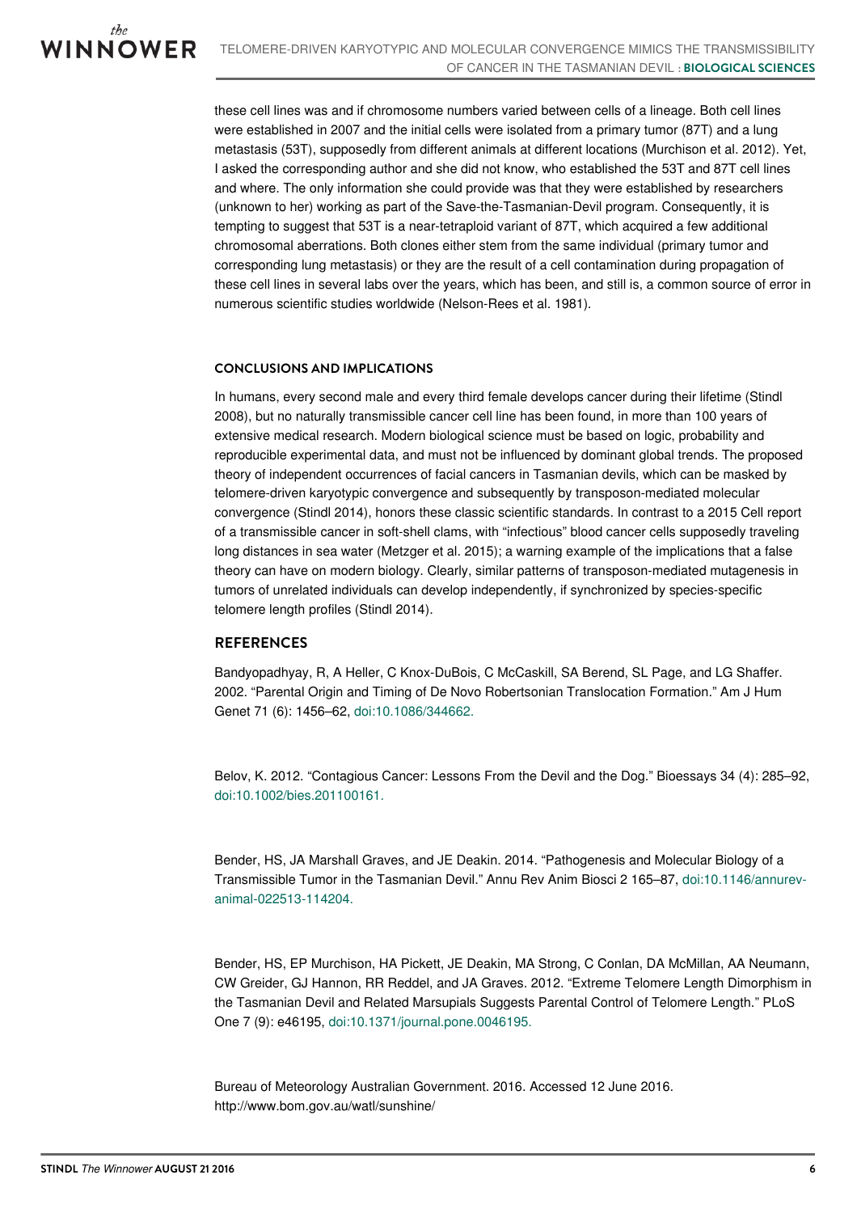these cell lines was and if chromosome numbers varied between cells of a lineage. Both cell lines were established in 2007 and the initial cells were isolated from a primary tumor (87T) and a lung metastasis (53T), supposedly from different animals at different locations (Murchison et al. 2012). Yet, I asked the corresponding author and she did not know, who established the 53T and 87T cell lines and where. The only information she could provide was that they were established by researchers (unknown to her) working as part of the Save-the-Tasmanian-Devil program. Consequently, it is tempting to suggest that 53T is a near-tetraploid variant of 87T, which acquired a few additional chromosomal aberrations. Both clones either stem from the same individual (primary tumor and corresponding lung metastasis) or they are the result of a cell contamination during propagation of these cell lines in several labs over the years, which has been, and still is, a common source of error in numerous scientific studies worldwide (Nelson-Rees et al. 1981).

### CONCLUSIONS AND IMPLICATIONS

In humans, every second male and every third female develops cancer during their lifetime (Stindl 2008), but no naturally transmissible cancer cell line has been found, in more than 100 years of extensive medical research. Modern biological science must be based on logic, probability and reproducible experimental data, and must not be influenced by dominant global trends. The proposed theory of independent occurrences of facial cancers in Tasmanian devils, which can be masked by telomere-driven karyotypic convergence and subsequently by transposon-mediated molecular convergence (Stindl 2014), honors these classic scientific standards. In contrast to a 2015 Cell report of a transmissible cancer in soft-shell clams, with "infectious" blood cancer cells supposedly traveling long distances in sea water (Metzger et al. 2015); a warning example of the implications that a false theory can have on modern biology. Clearly, similar patterns of transposon-mediated mutagenesis in tumors of unrelated individuals can develop independently, if synchronized by species-specific telomere length profiles (Stindl 2014).

## REFERENCES

Bandyopadhyay, R, A Heller, C Knox-DuBois, C McCaskill, SA Berend, SL Page, and LG Shaffer. 2002. "Parental Origin and Timing of De Novo Robertsonian Translocation Formation." Am J Hum Genet 71 (6): 1456–62, doi:10.1086/344662.

Belov, K. 2012. "Contagious Cancer: Lessons From the Devil and the Dog." Bioessays 34 (4): 285–92, doi:10.1002/bies.201100161.

Bender, HS, JA Marshall Graves, and JE Deakin. 2014. "Pathogenesis and Molecular Biology of a Transmissible Tumor in the Tasmanian Devil." Annu Rev Anim Biosci 2 165–87, doi:10.1146/annurev-animal-022513-114204.

Bender, HS, EP Murchison, HA Pickett, JE Deakin, MA Strong, C Conlan, DA McMillan, AA Neumann, CW Greider, GJ Hannon, RR Reddel, and JA Graves. 2012. "Extreme Telomere Length Dimorphism in the Tasmanian Devil and Related Marsupials Suggests Parental Control of Telomere Length." PLoS One 7 (9): e46195, doi:10.1371/journal.pone.0046195.

Bureau of Meteorology Australian Government. 2016. Accessed 12 June 2016. http://www.bom.gov.au/watl/sunshine/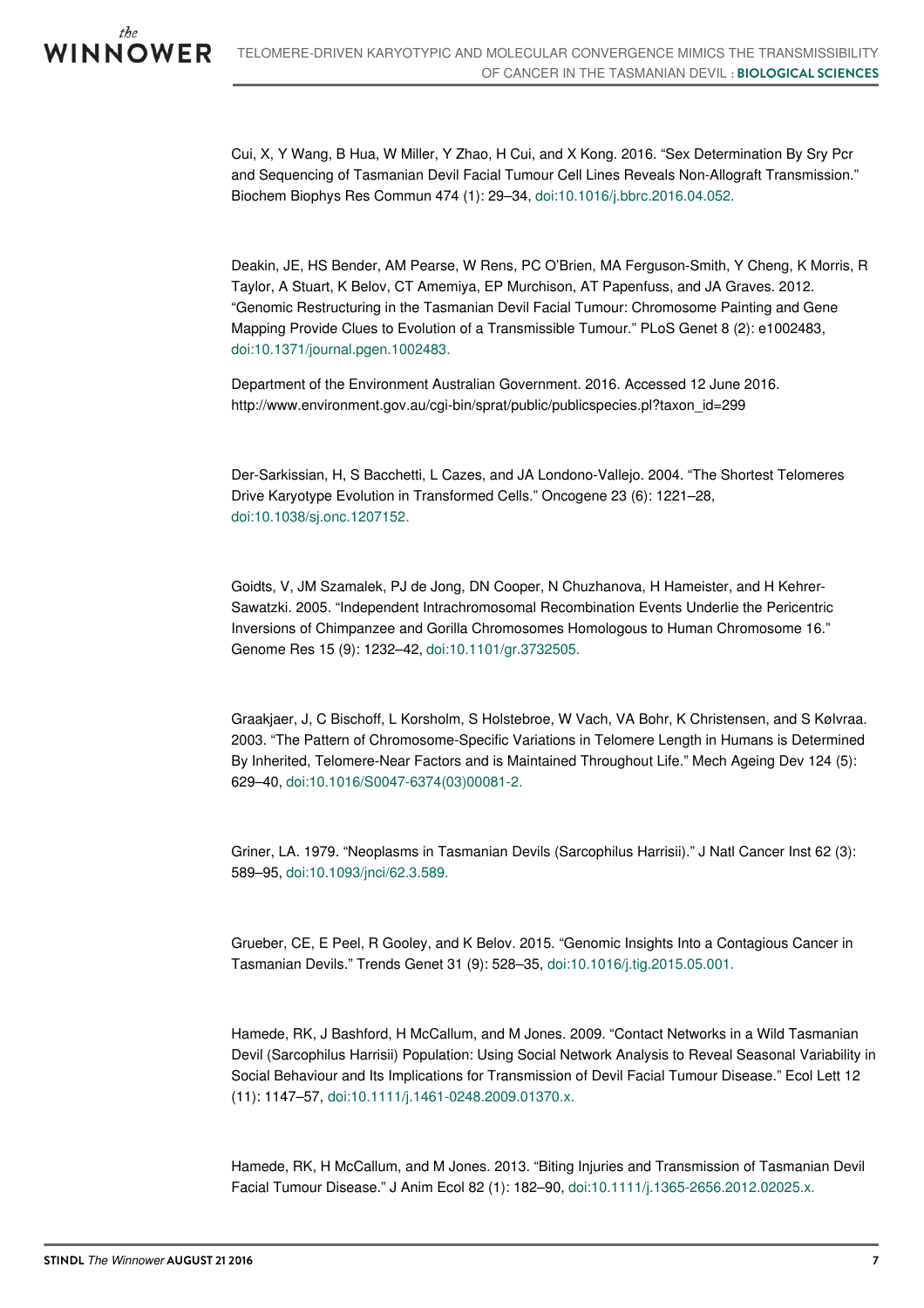Cui, X, Y Wang, B Hua, W Miller, Y Zhao, H Cui, and X Kong. 2016. “Sex Determination By Sry Pcr and Sequencing of Tasmanian Devil Facial Tumour Cell Lines Reveals Non-Allograft Transmission.” Biochem Biophys Res Commun 474 (1): 29–34, doi:10.1016/j.bbrc.2016.04.052.

Deakin, JE, HS Bender, AM Pearse, W Rens, PC O'Brien, MA Ferguson-Smith, Y Cheng, K Morris, R Taylor, A Stuart, K Belov, CT Amemiya, EP Murchison, AT Papenfuss, and JA Graves. 2012. “Genomic Restructuring in the Tasmanian Devil Facial Tumour: Chromosome Painting and Gene Mapping Provide Clues to Evolution of a Transmissible Tumour.” PLoS Genet 8 (2): e1002483, doi:10.1371/journal.pgen.1002483.

Department of the Environment Australian Government. 2016. Accessed 12 June 2016. http://www.environment.gov.au/cgi-bin/sprat/public/publicspecies.pl?taxon_id=299

Der-Sarkissian, H, S Bacchetti, L Cazes, and JA Londono-Vallejo. 2004. “The Shortest Telomeres Drive Karyotype Evolution in Transformed Cells.” Oncogene 23 (6): 1221–28, doi:10.1038/sj.onc.1207152.

Goidts, V, JM Szamalek, PJ de Jong, DN Cooper, N Chuzhanova, H Hameister, and H Kehrer-Sawatzki. 2005. “Independent Intrachromosomal Recombination Events Underlie the Pericentric Inversions of Chimpanzee and Gorilla Chromosomes Homologous to Human Chromosome 16.” Genome Res 15 (9): 1232–42, doi:10.1101/gr.3732505.

Graakjaer, J, C Bischoff, L Korsholm, S Holstebroe, W Vach, VA Bohr, K Christensen, and S Kølvraa. 2003. “The Pattern of Chromosome-Specific Variations in Telomere Length in Humans is Determined By Inherited, Telomere-Near Factors and is Maintained Throughout Life.” Mech Ageing Dev 124 (5): 629–40, doi:10.1016/S0047-6374(03)00081-2.

Griner, LA. 1979. “Neoplasms in Tasmanian Devils (Sarcophilus Harrisii).” J Natl Cancer Inst 62 (3): 589–95, doi:10.1093/jnci/62.3.589.

Grueber, CE, E Peel, R Gooley, and K Belov. 2015. “Genomic Insights Into a Contagious Cancer in Tasmanian Devils.” Trends Genet 31 (9): 528–35, doi:10.1016/j.tig.2015.05.001.

Hamede, RK, J Bashford, H McCallum, and M Jones. 2009. “Contact Networks in a Wild Tasmanian Devil (Sarcophilus Harrisii) Population: Using Social Network Analysis to Reveal Seasonal Variability in Social Behaviour and Its Implications for Transmission of Devil Facial Tumour Disease.” Ecol Lett 12 (11): 1147–57, doi:10.1111/j.1461-0248.2009.01370.x.

Hamede, RK, H McCallum, and M Jones. 2013. “Biting Injuries and Transmission of Tasmanian Devil Facial Tumour Disease.” J Anim Ecol 82 (1): 182–90, doi:10.1111/j.1365-2656.2012.02025.x.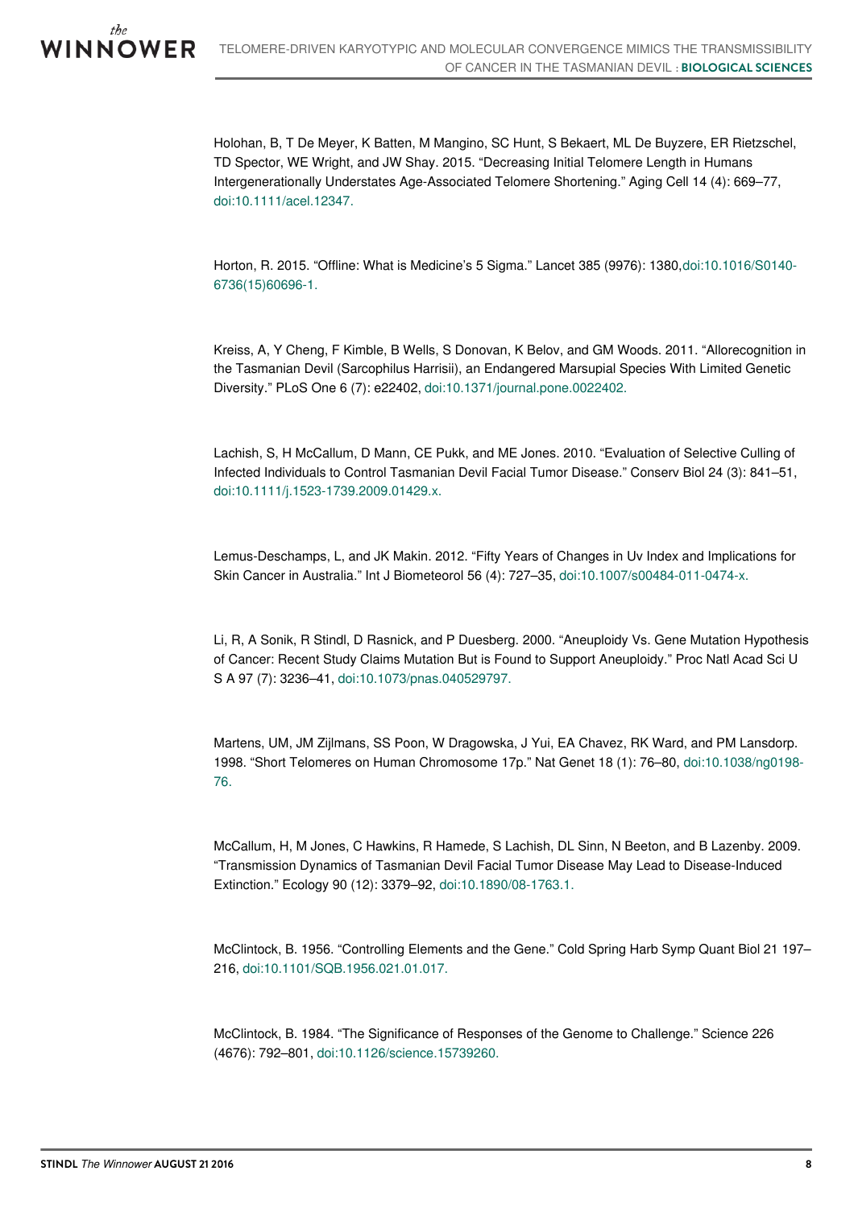Holohan, B, T De Meyer, K Batten, M Mangino, SC Hunt, S Bekaert, ML De Buyzere, ER Rietzschel, TD Spector, WE Wright, and JW Shay. 2015. "Decreasing Initial Telomere Length in Humans Intergenerationally Understates Age-Associated Telomere Shortening." Aging Cell 14 (4): 669–77, doi:10.1111/acel.12347.

Horton, R. 2015. "Offline: What is Medicine's 5 Sigma." Lancet 385 (9976): 1380,doi:10.1016/S0140-6736(15)60696-1.

Kreiss, A, Y Cheng, F Kimble, B Wells, S Donovan, K Belov, and GM Woods. 2011. "Allorecognition in the Tasmanian Devil (Sarcophilus Harrisii), an Endangered Marsupial Species With Limited Genetic Diversity." PLoS One 6 (7): e22402, doi:10.1371/journal.pone.0022402.

Lachish, S, H McCallum, D Mann, CE Pukk, and ME Jones. 2010. "Evaluation of Selective Culling of Infected Individuals to Control Tasmanian Devil Facial Tumor Disease." Conserv Biol 24 (3): 841–51, doi:10.1111/j.1523-1739.2009.01429.x.

Lemus-Deschamps, L, and JK Makin. 2012. "Fifty Years of Changes in Uv Index and Implications for Skin Cancer in Australia." Int J Biometeorol 56 (4): 727–35, doi:10.1007/s00484-011-0474-x.

Li, R, A Sonik, R Stindl, D Rasnick, and P Duesberg. 2000. "Aneuploidy Vs. Gene Mutation Hypothesis of Cancer: Recent Study Claims Mutation But is Found to Support Aneuploidy." Proc Natl Acad Sci U S A 97 (7): 3236–41, doi:10.1073/pnas.040529797.

Martens, UM, JM Zijlmans, SS Poon, W Dragowska, J Yui, EA Chavez, RK Ward, and PM Lansdorp. 1998. "Short Telomeres on Human Chromosome 17p." Nat Genet 18 (1): 76–80, doi:10.1038/ng0198-76.

McCallum, H, M Jones, C Hawkins, R Hamede, S Lachish, DL Sinn, N Beeton, and B Lazenby. 2009. "Transmission Dynamics of Tasmanian Devil Facial Tumor Disease May Lead to Disease-Induced Extinction." Ecology 90 (12): 3379–92, doi:10.1890/08-1763.1.

McClintock, B. 1956. "Controlling Elements and the Gene." Cold Spring Harb Symp Quant Biol 21 197–216, doi:10.1101/SQB.1956.021.01.017.

McClintock, B. 1984. "The Significance of Responses of the Genome to Challenge." Science 226 (4676): 792–801, doi:10.1126/science.15739260.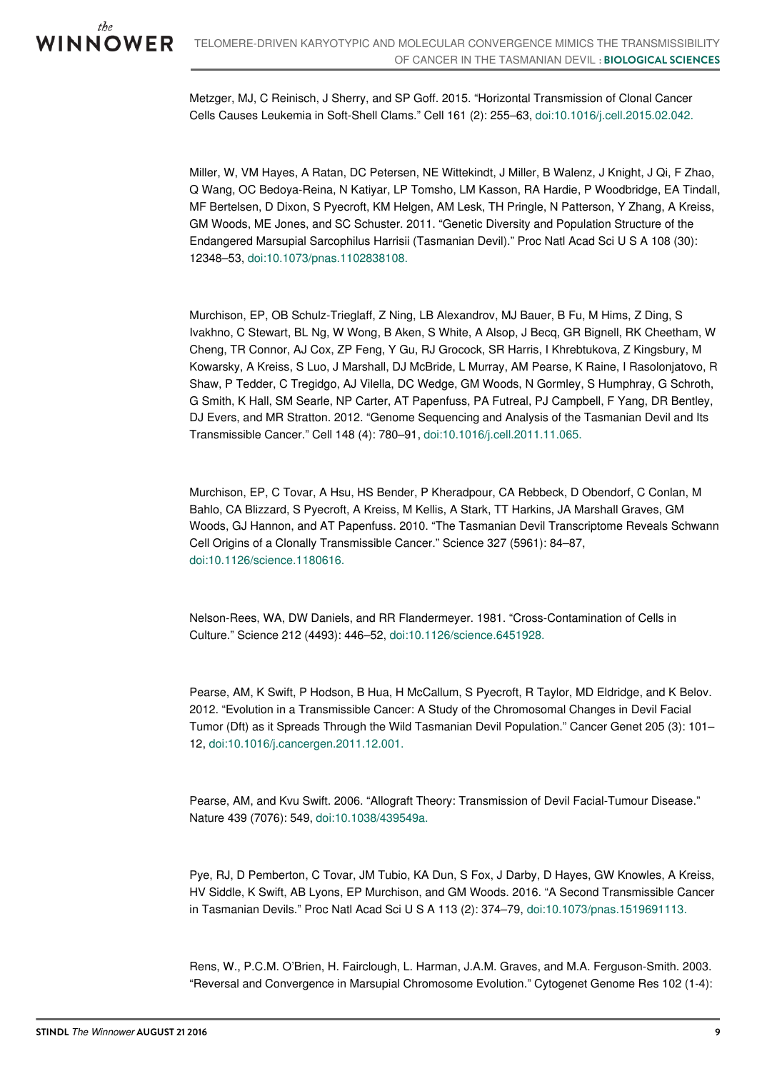Metzger, MJ, C Reinisch, J Sherry, and SP Goff. 2015. "Horizontal Transmission of Clonal Cancer Cells Causes Leukemia in Soft-Shell Clams." Cell 161 (2): 255–63, doi:10.1016/j.cell.2015.02.042.

Miller, W, VM Hayes, A Ratan, DC Petersen, NE Wittekindt, J Miller, B Walenz, J Knight, J Qi, F Zhao, Q Wang, OC Bedoya-Reina, N Katiyar, LP Tomsho, LM Kasson, RA Hardie, P Woodbridge, EA Tindall, MF Bertelsen, D Dixon, S Pyecroft, KM Helgen, AM Lesk, TH Pringle, N Patterson, Y Zhang, A Kreiss, GM Woods, ME Jones, and SC Schuster. 2011. "Genetic Diversity and Population Structure of the Endangered Marsupial Sarcophilus Harrisii (Tasmanian Devil)." Proc Natl Acad Sci U S A 108 (30): 12348–53, doi:10.1073/pnas.1102838108.

Murchison, EP, OB Schulz-Trieglaff, Z Ning, LB Alexandrov, MJ Bauer, B Fu, M Hims, Z Ding, S Ivakhno, C Stewart, BL Ng, W Wong, B Aken, S White, A Alsop, J Becq, GR Bignell, RK Cheetham, W Cheng, TR Connor, AJ Cox, ZP Feng, Y Gu, RJ Grocock, SR Harris, I Khrebtukova, Z Kingsbury, M Kowarsky, A Kreiss, S Luo, J Marshall, DJ McBride, L Murray, AM Pearse, K Raine, I Rasolonjatovo, R Shaw, P Tedder, C Tregidgo, AJ Vilella, DC Wedge, GM Woods, N Gormley, S Humphray, G Schroth, G Smith, K Hall, SM Searle, NP Carter, AT Papenfuss, PA Futreal, PJ Campbell, F Yang, DR Bentley, DJ Evers, and MR Stratton. 2012. "Genome Sequencing and Analysis of the Tasmanian Devil and Its Transmissible Cancer." Cell 148 (4): 780–91, doi:10.1016/j.cell.2011.11.065.

Murchison, EP, C Tovar, A Hsu, HS Bender, P Kheradpour, CA Rebbeck, D Obendorf, C Conlan, M Bahlo, CA Blizzard, S Pyecroft, A Kreiss, M Kellis, A Stark, TT Harkins, JA Marshall Graves, GM Woods, GJ Hannon, and AT Papenfuss. 2010. "The Tasmanian Devil Transcriptome Reveals Schwann Cell Origins of a Clonally Transmissible Cancer." Science 327 (5961): 84–87, doi:10.1126/science.1180616.

Nelson-Rees, WA, DW Daniels, and RR Flandermeyer. 1981. "Cross-Contamination of Cells in Culture." Science 212 (4493): 446–52, doi:10.1126/science.6451928.

Pearse, AM, K Swift, P Hodson, B Hua, H McCallum, S Pyecroft, R Taylor, MD Eldridge, and K Belov. 2012. "Evolution in a Transmissible Cancer: A Study of the Chromosomal Changes in Devil Facial Tumor (Dft) as it Spreads Through the Wild Tasmanian Devil Population." Cancer Genet 205 (3): 101–12, doi:10.1016/j.cancergen.2011.12.001.

Pearse, AM, and Kvu Swift. 2006. "Allograft Theory: Transmission of Devil Facial-Tumour Disease." Nature 439 (7076): 549, doi:10.1038/439549a.

Pye, RJ, D Pemberton, C Tovar, JM Tubio, KA Dun, S Fox, J Darby, D Hayes, GW Knowles, A Kreiss, HV Siddle, K Swift, AB Lyons, EP Murchison, and GM Woods. 2016. "A Second Transmissible Cancer in Tasmanian Devils." Proc Natl Acad Sci U S A 113 (2): 374–79, doi:10.1073/pnas.1519691113.

Rens, W., P.C.M. O'Brien, H. Fairclough, L. Harman, J.A.M. Graves, and M.A. Ferguson-Smith. 2003. "Reversal and Convergence in Marsupial Chromosome Evolution." Cytogenet Genome Res 102 (1-4):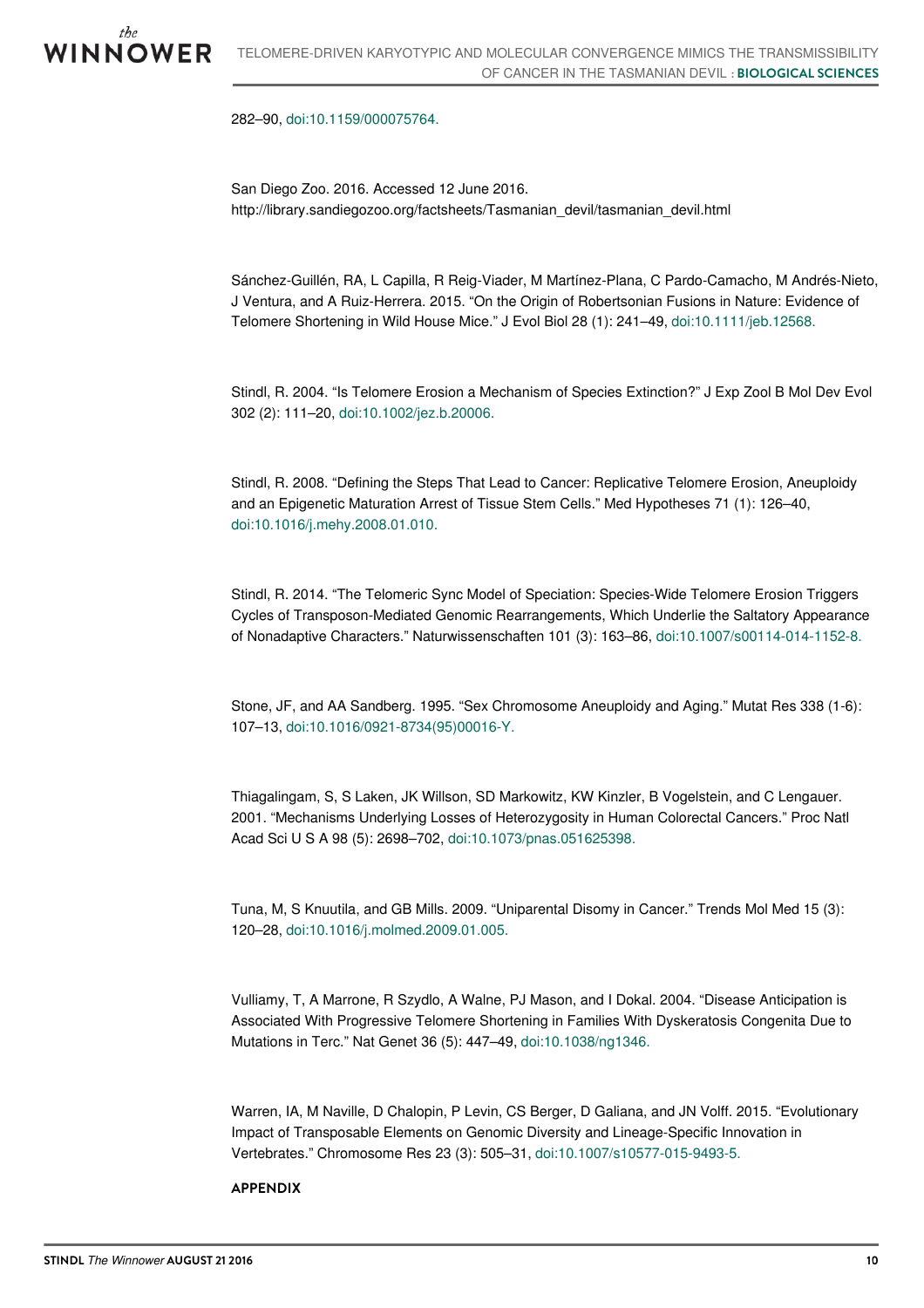282–90, doi:10.1159/000075764.

San Diego Zoo. 2016. Accessed 12 June 2016. http://library.sandiegozoo.org/factsheets/Tasmanian_devil/tasmanian_devil.html

Sánchez-Guillén, RA, L Capilla, R Reig-Viader, M Martínez-Plana, C Pardo-Camacho, M Andrés-Nieto, J Ventura, and A Ruiz-Herrera. 2015. "On the Origin of Robertsonian Fusions in Nature: Evidence of Telomere Shortening in Wild House Mice." J Evol Biol 28 (1): 241–49, doi:10.1111/jeb.12568.

Stindl, R. 2004. "Is Telomere Erosion a Mechanism of Species Extinction?" J Exp Zool B Mol Dev Evol 302 (2): 111–20, doi:10.1002/jez.b.20006.

Stindl, R. 2008. "Defining the Steps That Lead to Cancer: Replicative Telomere Erosion, Aneuploidy and an Epigenetic Maturation Arrest of Tissue Stem Cells." Med Hypotheses 71 (1): 126–40, doi:10.1016/j.mehy.2008.01.010.

Stindl, R. 2014. "The Telomeric Sync Model of Speciation: Species-Wide Telomere Erosion Triggers Cycles of Transposon-Mediated Genomic Rearrangements, Which Underlie the Saltatory Appearance of Nonadaptive Characters." Naturwissenschaften 101 (3): 163–86, doi:10.1007/s00114-014-1152-8.

Stone, JF, and AA Sandberg. 1995. "Sex Chromosome Aneuploidy and Aging." Mutat Res 338 (1-6): 107–13, doi:10.1016/0921-8734(95)00016-Y.

Thiagalingam, S, S Laken, JK Willson, SD Markowitz, KW Kinzler, B Vogelstein, and C Lengauer. 2001. "Mechanisms Underlying Losses of Heterozygosity in Human Colorectal Cancers." Proc Natl Acad Sci U S A 98 (5): 2698–702, doi:10.1073/pnas.051625398.

Tuna, M, S Knuutila, and GB Mills. 2009. "Uniparental Disomy in Cancer." Trends Mol Med 15 (3): 120–28, doi:10.1016/j.molmed.2009.01.005.

Vulliamy, T, A Marrone, R Szydlo, A Walne, PJ Mason, and I Dokal. 2004. "Disease Anticipation is Associated With Progressive Telomere Shortening in Families With Dyskeratosis Congenita Due to Mutations in Terc." Nat Genet 36 (5): 447–49, doi:10.1038/ng1346.

Warren, IA, M Naville, D Chalopin, P Levin, CS Berger, D Galiana, and JN Volff. 2015. "Evolutionary Impact of Transposable Elements on Genomic Diversity and Lineage-Specific Innovation in Vertebrates." Chromosome Res 23 (3): 505–31, doi:10.1007/s10577-015-9493-5.

## APPENDIX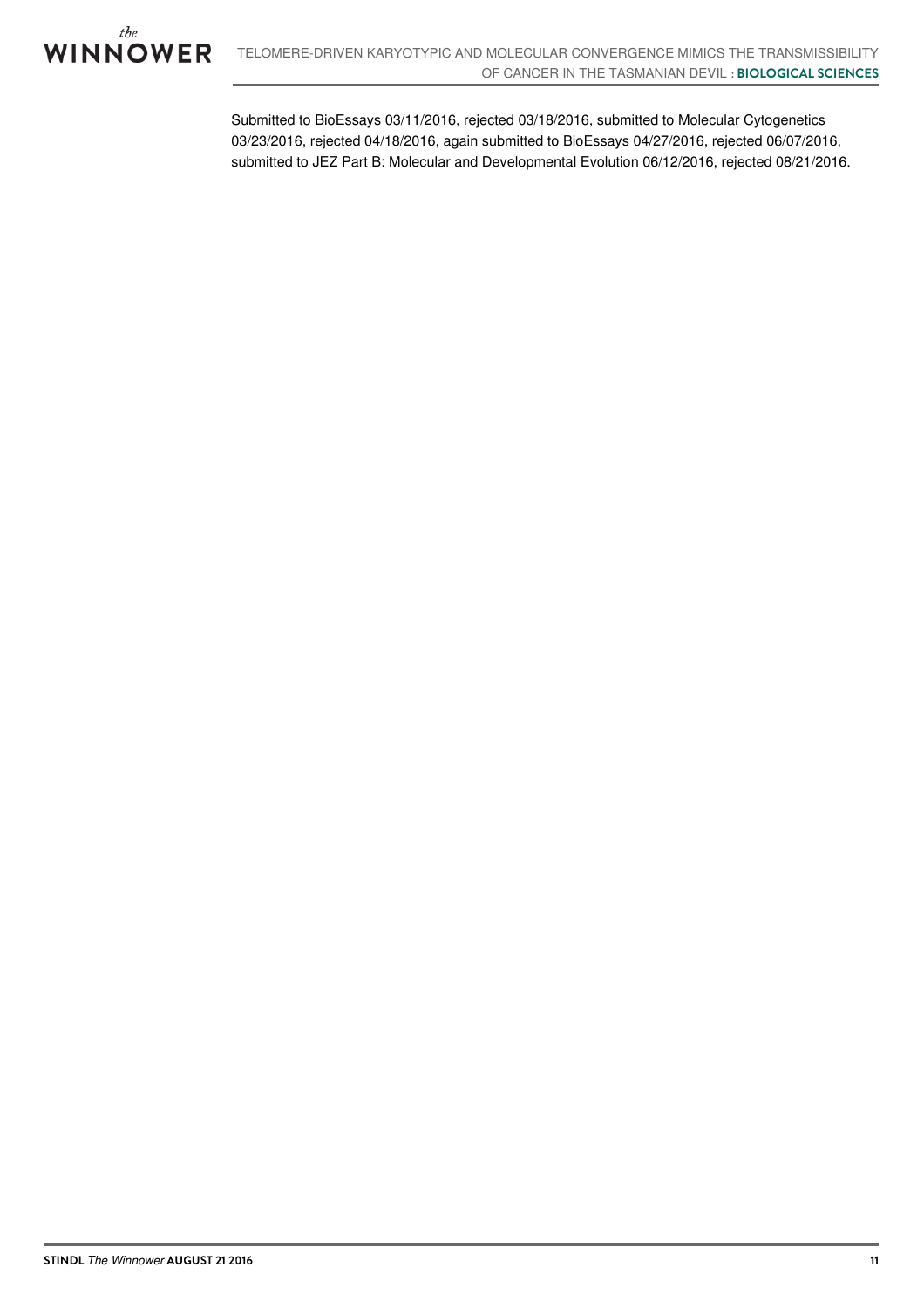Submitted to BioEssays 03/11/2016, rejected 03/18/2016, submitted to Molecular Cytogenetics 03/23/2016, rejected 04/18/2016, again submitted to BioEssays 04/27/2016, rejected 06/07/2016, submitted to JEZ Part B: Molecular and Developmental Evolution 06/12/2016, rejected 08/21/2016.